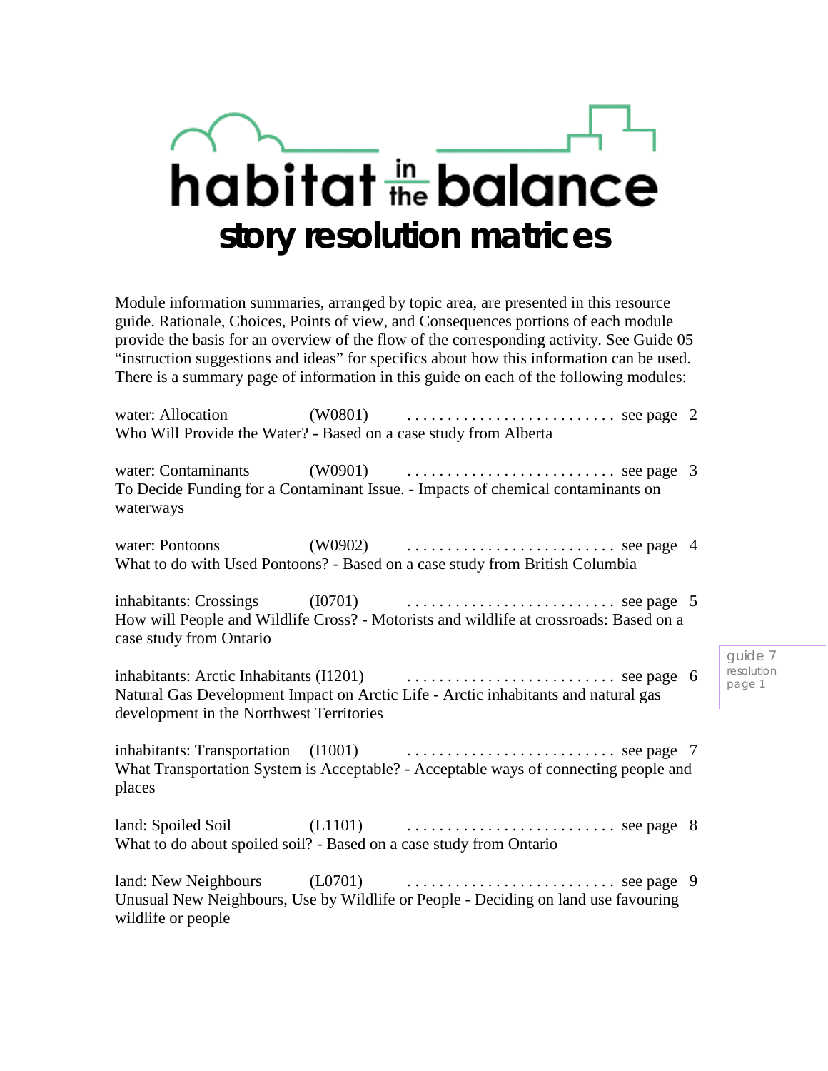# habitat in the balance

## story resolution matrices

Module information summaries, arranged by topic area, are presented in this resource guide. Rationale, Choices, Points of view, and Consequences portions of each module provide the basis for an overview of the flow of the corresponding activity. See Guide 05 "instruction suggestions and ideas" for specifics about how this information can be used. There is a summary page of information in this guide on each of the following modules:

water: Allocation (W0801) .......................... see page 2
Who Will Provide the Water? - Based on a case study from Alberta

water: Contaminants (W0901) .......................... see page 3
To Decide Funding for a Contaminant Issue. - Impacts of chemical contaminants on waterways

water: Pontoons (W0902) .......................... see page 4
What to do with Used Pontoons? - Based on a case study from British Columbia

inhabitants: Crossings (I0701) .......................... see page 5
How will People and Wildlife Cross? - Motorists and wildlife at crossroads: Based on a case study from Ontario

inhabitants: Arctic Inhabitants (I1201) .......................... see page 6
Natural Gas Development Impact on Arctic Life - Arctic inhabitants and natural gas development in the Northwest Territories

inhabitants: Transportation (I1001) .......................... see page 7
What Transportation System is Acceptable? - Acceptable ways of connecting people and places

land: Spoiled Soil (L1101) .......................... see page 8
What to do about spoiled soil? - Based on a case study from Ontario

land: New Neighbours (L0701) .......................... see page 9
Unusual New Neighbours, Use by Wildlife or People - Deciding on land use favouring wildlife or people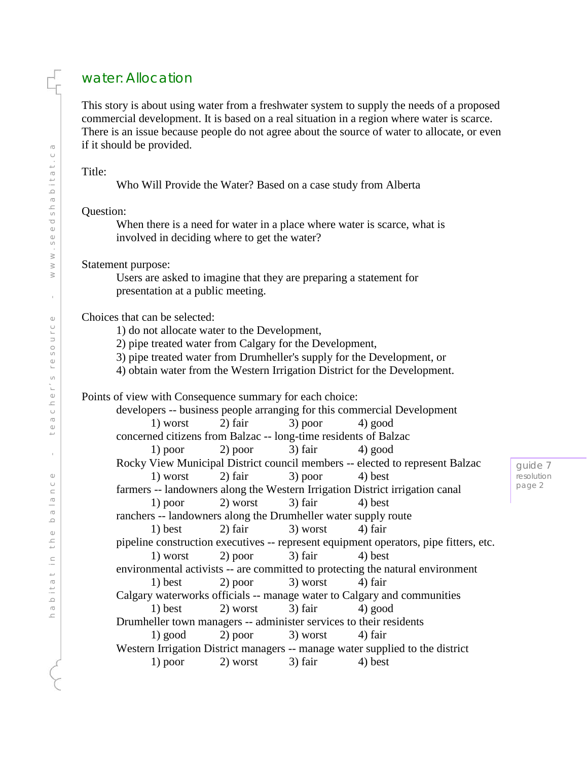## water: Allocation

This story is about using water from a freshwater system to supply the needs of a proposed commercial development. It is based on a real situation in a region where water is scarce. There is an issue because people do not agree about the source of water to allocate, or even if it should be provided.

Title:

Who Will Provide the Water? Based on a case study from Alberta

Question:

When there is a need for water in a place where water is scarce, what is involved in deciding where to get the water?

Statement purpose:

Users are asked to imagine that they are preparing a statement for presentation at a public meeting.

Choices that can be selected:

1) do not allocate water to the Development,
2) pipe treated water from Calgary for the Development,
3) pipe treated water from Drumheller's supply for the Development, or
4) obtain water from the Western Irrigation District for the Development.

Points of view with Consequence summary for each choice:

developers -- business people arranging for this commercial Development
1) worst 2) fair 3) poor 4) good

concerned citizens from Balzac -- long-time residents of Balzac
1) poor 2) poor 3) fair 4) good

Rocky View Municipal District council members -- elected to represent Balzac
1) worst 2) fair 3) poor 4) best

farmers -- landowners along the Western Irrigation District irrigation canal
1) poor 2) worst 3) fair 4) best

ranchers -- landowners along the Drumheller water supply route
1) best 2) fair 3) worst 4) fair

pipeline construction executives -- represent equipment operators, pipe fitters, etc.
1) worst 2) poor 3) fair 4) best

environmental activists -- are committed to protecting the natural environment
1) best 2) poor 3) worst 4) fair

Calgary waterworks officials -- manage water to Calgary and communities
1) best 2) worst 3) fair 4) good

Drumheller town managers -- administer services to their residents
1) good 2) poor 3) worst 4) fair

Western Irrigation District managers -- manage water supplied to the district
1) poor 2) worst 3) fair 4) best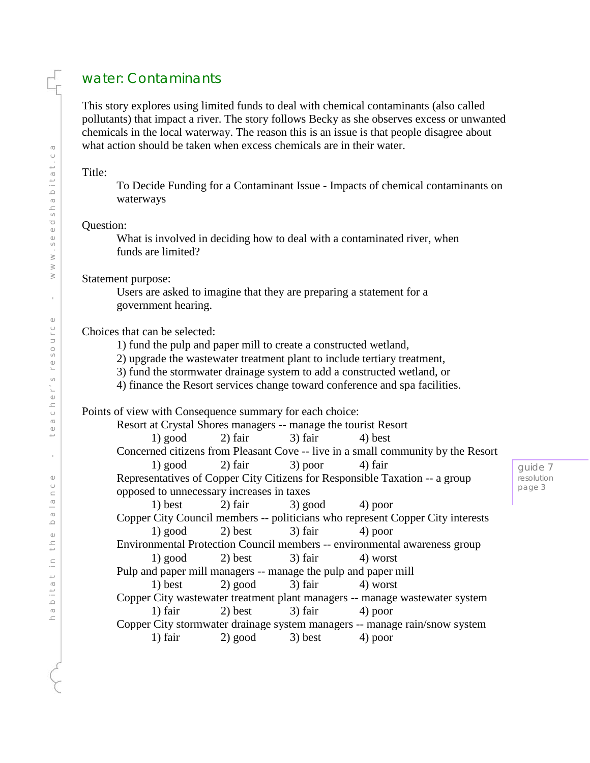## water: Contaminants

This story explores using limited funds to deal with chemical contaminants (also called pollutants) that impact a river. The story follows Becky as she observes excess or unwanted chemicals in the local waterway. The reason this is an issue is that people disagree about what action should be taken when excess chemicals are in their water.

Title:

> To Decide Funding for a Contaminant Issue - Impacts of chemical contaminants on waterways

Question:

> What is involved in deciding how to deal with a contaminated river, when funds are limited?

Statement purpose:

> Users are asked to imagine that they are preparing a statement for a government hearing.

Choices that can be selected:

1) fund the pulp and paper mill to create a constructed wetland,
2) upgrade the wastewater treatment plant to include tertiary treatment,
3) fund the stormwater drainage system to add a constructed wetland, or
4) finance the Resort services change toward conference and spa facilities.

Points of view with Consequence summary for each choice:

Resort at Crystal Shores managers -- manage the tourist Resort
1) good 2) fair 3) fair 4) best

Concerned citizens from Pleasant Cove -- live in a small community by the Resort
1) good 2) fair 3) poor 4) fair

Representatives of Copper City Citizens for Responsible Taxation -- a group opposed to unnecessary increases in taxes
1) best 2) fair 3) good 4) poor

Copper City Council members -- politicians who represent Copper City interests
1) good 2) best 3) fair 4) poor

Environmental Protection Council members -- environmental awareness group
1) good 2) best 3) fair 4) worst

Pulp and paper mill managers -- manage the pulp and paper mill
1) best 2) good 3) fair 4) worst

Copper City wastewater treatment plant managers -- manage wastewater system
1) fair 2) best 3) fair 4) poor

Copper City stormwater drainage system managers -- manage rain/snow system
1) fair 2) good 3) best 4) poor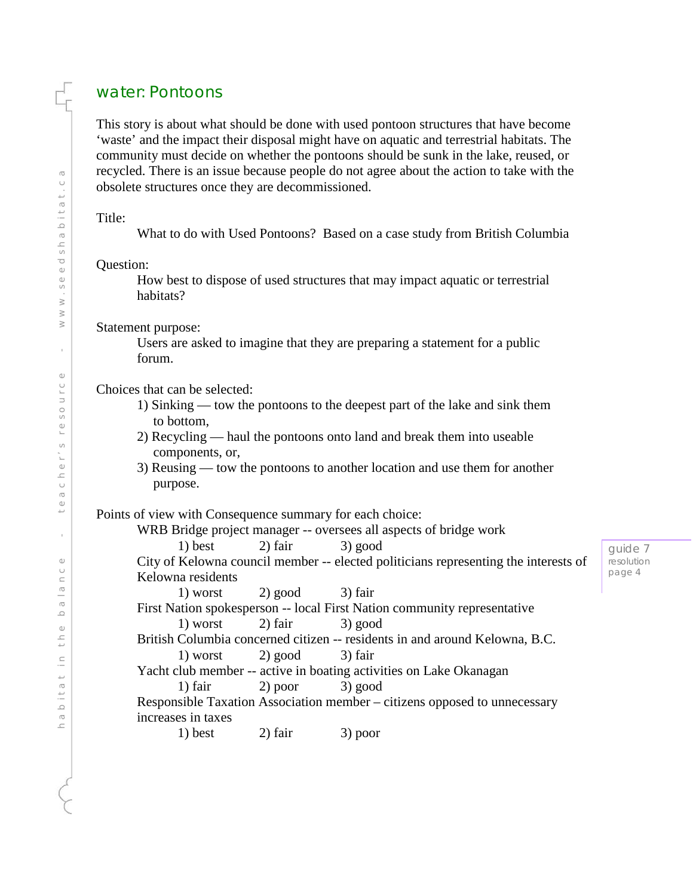## water: Pontoons

This story is about what should be done with used pontoon structures that have become 'waste' and the impact their disposal might have on aquatic and terrestrial habitats. The community must decide on whether the pontoons should be sunk in the lake, reused, or recycled. There is an issue because people do not agree about the action to take with the obsolete structures once they are decommissioned.

Title:

What to do with Used Pontoons? Based on a case study from British Columbia

Question:

How best to dispose of used structures that may impact aquatic or terrestrial habitats?

Statement purpose:

Users are asked to imagine that they are preparing a statement for a public forum.

Choices that can be selected:

1) Sinking — tow the pontoons to the deepest part of the lake and sink them to bottom,
2) Recycling — haul the pontoons onto land and break them into useable components, or,
3) Reusing — tow the pontoons to another location and use them for another purpose.

Points of view with Consequence summary for each choice:

WRB Bridge project manager -- oversees all aspects of bridge work

1) best 2) fair 3) good

City of Kelowna council member -- elected politicians representing the interests of Kelowna residents

1) worst 2) good 3) fair

First Nation spokesperson -- local First Nation community representative

1) worst 2) fair 3) good

British Columbia concerned citizen -- residents in and around Kelowna, B.C.

1) worst 2) good 3) fair

Yacht club member -- active in boating activities on Lake Okanagan

1) fair 2) poor 3) good

Responsible Taxation Association member – citizens opposed to unnecessary increases in taxes

1) best 2) fair 3) poor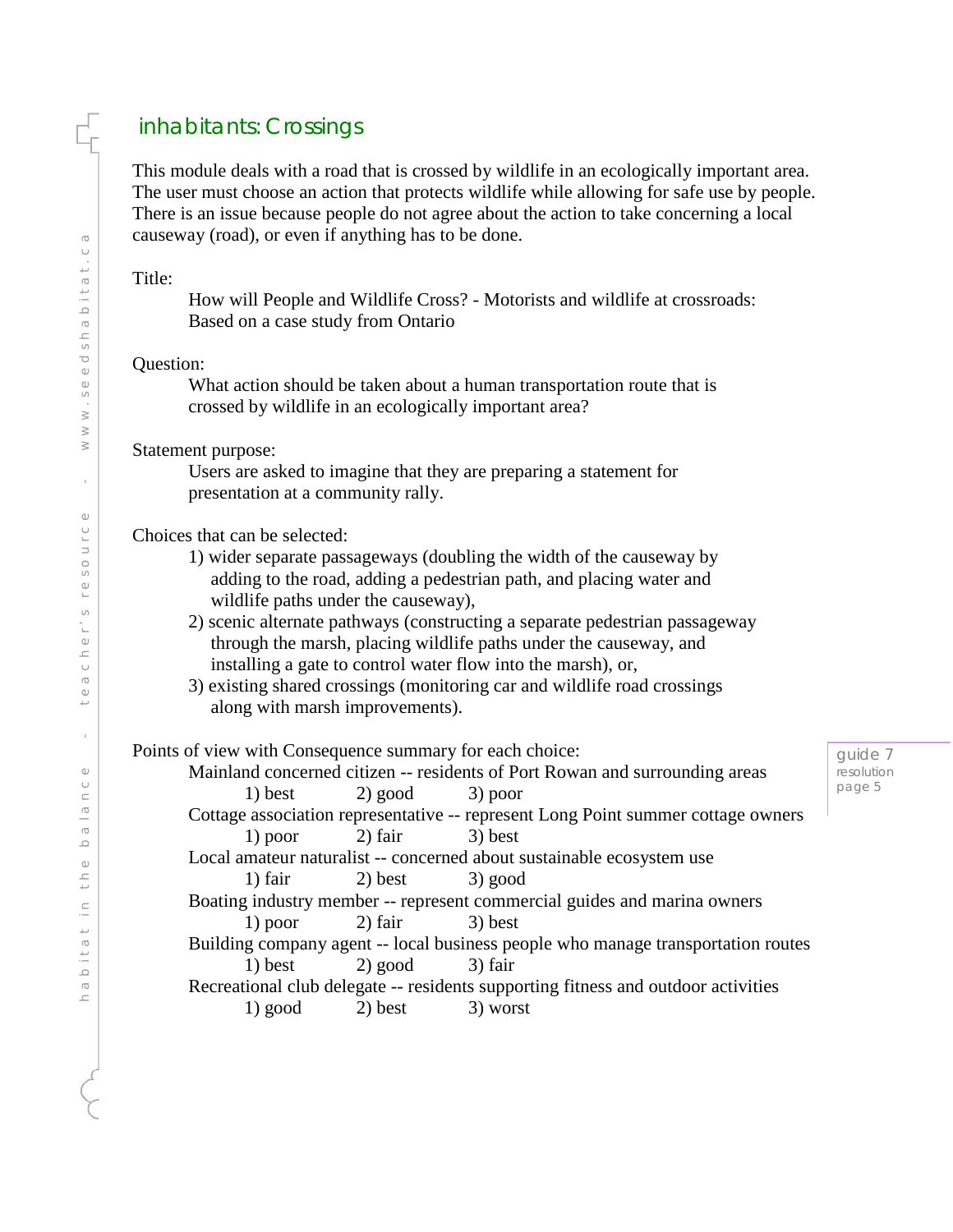## inhabitants: Crossings

This module deals with a road that is crossed by wildlife in an ecologically important area. The user must choose an action that protects wildlife while allowing for safe use by people. There is an issue because people do not agree about the action to take concerning a local causeway (road), or even if anything has to be done.

Title:

How will People and Wildlife Cross? - Motorists and wildlife at crossroads: Based on a case study from Ontario

Question:

What action should be taken about a human transportation route that is crossed by wildlife in an ecologically important area?

Statement purpose:

Users are asked to imagine that they are preparing a statement for presentation at a community rally.

Choices that can be selected:

1) wider separate passageways (doubling the width of the causeway by adding to the road, adding a pedestrian path, and placing water and wildlife paths under the causeway),
2) scenic alternate pathways (constructing a separate pedestrian passageway through the marsh, placing wildlife paths under the causeway, and installing a gate to control water flow into the marsh), or,
3) existing shared crossings (monitoring car and wildlife road crossings along with marsh improvements).

Points of view with Consequence summary for each choice:

Mainland concerned citizen -- residents of Port Rowan and surrounding areas
1) best 2) good 3) poor

Cottage association representative -- represent Long Point summer cottage owners
1) poor 2) fair 3) best

Local amateur naturalist -- concerned about sustainable ecosystem use
1) fair 2) best 3) good

Boating industry member -- represent commercial guides and marina owners
1) poor 2) fair 3) best

Building company agent -- local business people who manage transportation routes
1) best 2) good 3) fair

Recreational club delegate -- residents supporting fitness and outdoor activities
1) good 2) best 3) worst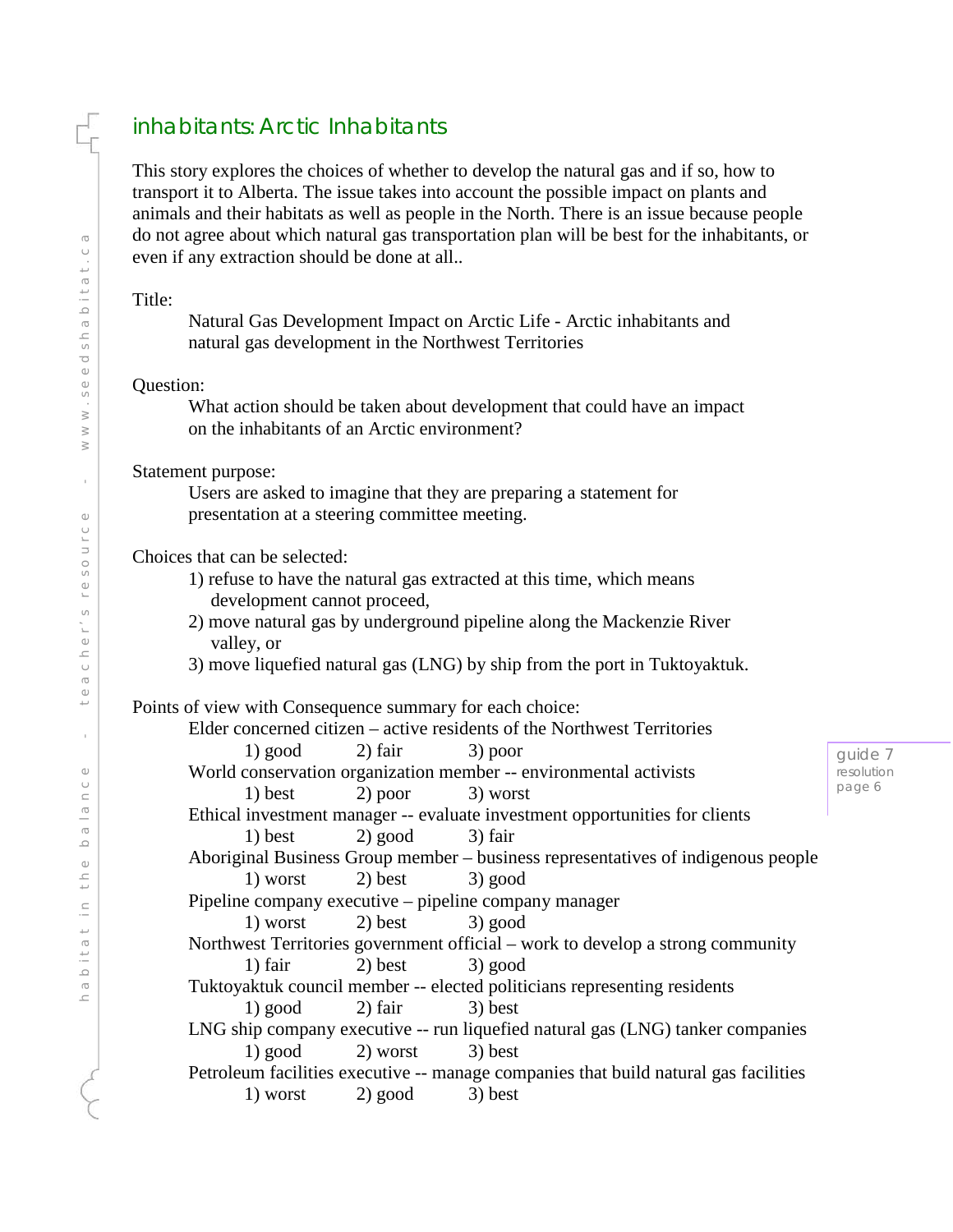## inhabitants: Arctic Inhabitants

This story explores the choices of whether to develop the natural gas and if so, how to transport it to Alberta. The issue takes into account the possible impact on plants and animals and their habitats as well as people in the North. There is an issue because people do not agree about which natural gas transportation plan will be best for the inhabitants, or even if any extraction should be done at all..

Title:

Natural Gas Development Impact on Arctic Life - Arctic inhabitants and natural gas development in the Northwest Territories

Question:

What action should be taken about development that could have an impact on the inhabitants of an Arctic environment?

Statement purpose:

Users are asked to imagine that they are preparing a statement for presentation at a steering committee meeting.

Choices that can be selected:

1) refuse to have the natural gas extracted at this time, which means development cannot proceed,
2) move natural gas by underground pipeline along the Mackenzie River valley, or
3) move liquefied natural gas (LNG) by ship from the port in Tuktoyaktuk.

Points of view with Consequence summary for each choice:

Elder concerned citizen – active residents of the Northwest Territories
1) good 2) fair 3) poor

World conservation organization member -- environmental activists
1) best 2) poor 3) worst

Ethical investment manager -- evaluate investment opportunities for clients
1) best 2) good 3) fair

Aboriginal Business Group member – business representatives of indigenous people
1) worst 2) best 3) good

Pipeline company executive – pipeline company manager
1) worst 2) best 3) good

Northwest Territories government official – work to develop a strong community
1) fair 2) best 3) good

Tuktoyaktuk council member -- elected politicians representing residents
1) good 2) fair 3) best

LNG ship company executive -- run liquefied natural gas (LNG) tanker companies
1) good 2) worst 3) best

Petroleum facilities executive -- manage companies that build natural gas facilities
1) worst 2) good 3) best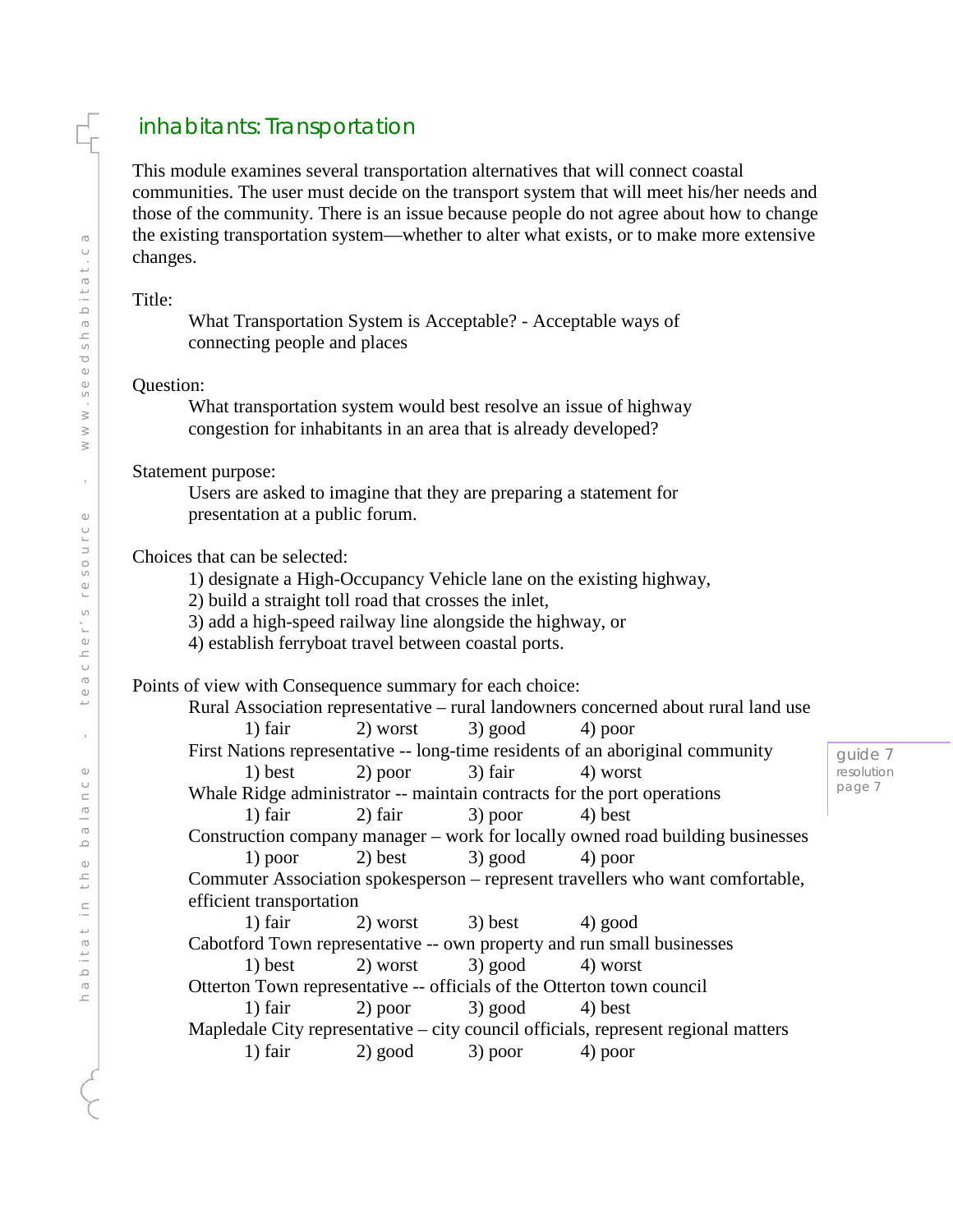## inhabitants: Transportation

This module examines several transportation alternatives that will connect coastal communities. The user must decide on the transport system that will meet his/her needs and those of the community. There is an issue because people do not agree about how to change the existing transportation system—whether to alter what exists, or to make more extensive changes.

Title:

What Transportation System is Acceptable? - Acceptable ways of connecting people and places

Question:

What transportation system would best resolve an issue of highway congestion for inhabitants in an area that is already developed?

Statement purpose:

Users are asked to imagine that they are preparing a statement for presentation at a public forum.

Choices that can be selected:

1) designate a High-Occupancy Vehicle lane on the existing highway,
2) build a straight toll road that crosses the inlet,
3) add a high-speed railway line alongside the highway, or
4) establish ferryboat travel between coastal ports.

Points of view with Consequence summary for each choice:

Rural Association representative – rural landowners concerned about rural land use
1) fair 2) worst 3) good 4) poor

First Nations representative -- long-time residents of an aboriginal community
1) best 2) poor 3) fair 4) worst

Whale Ridge administrator -- maintain contracts for the port operations
1) fair 2) fair 3) poor 4) best

Construction company manager – work for locally owned road building businesses
1) poor 2) best 3) good 4) poor

Commuter Association spokesperson – represent travellers who want comfortable, efficient transportation
1) fair 2) worst 3) best 4) good

Cabotford Town representative -- own property and run small businesses
1) best 2) worst 3) good 4) worst

Otterton Town representative -- officials of the Otterton town council
1) fair 2) poor 3) good 4) best

Mapledale City representative – city council officials, represent regional matters
1) fair 2) good 3) poor 4) poor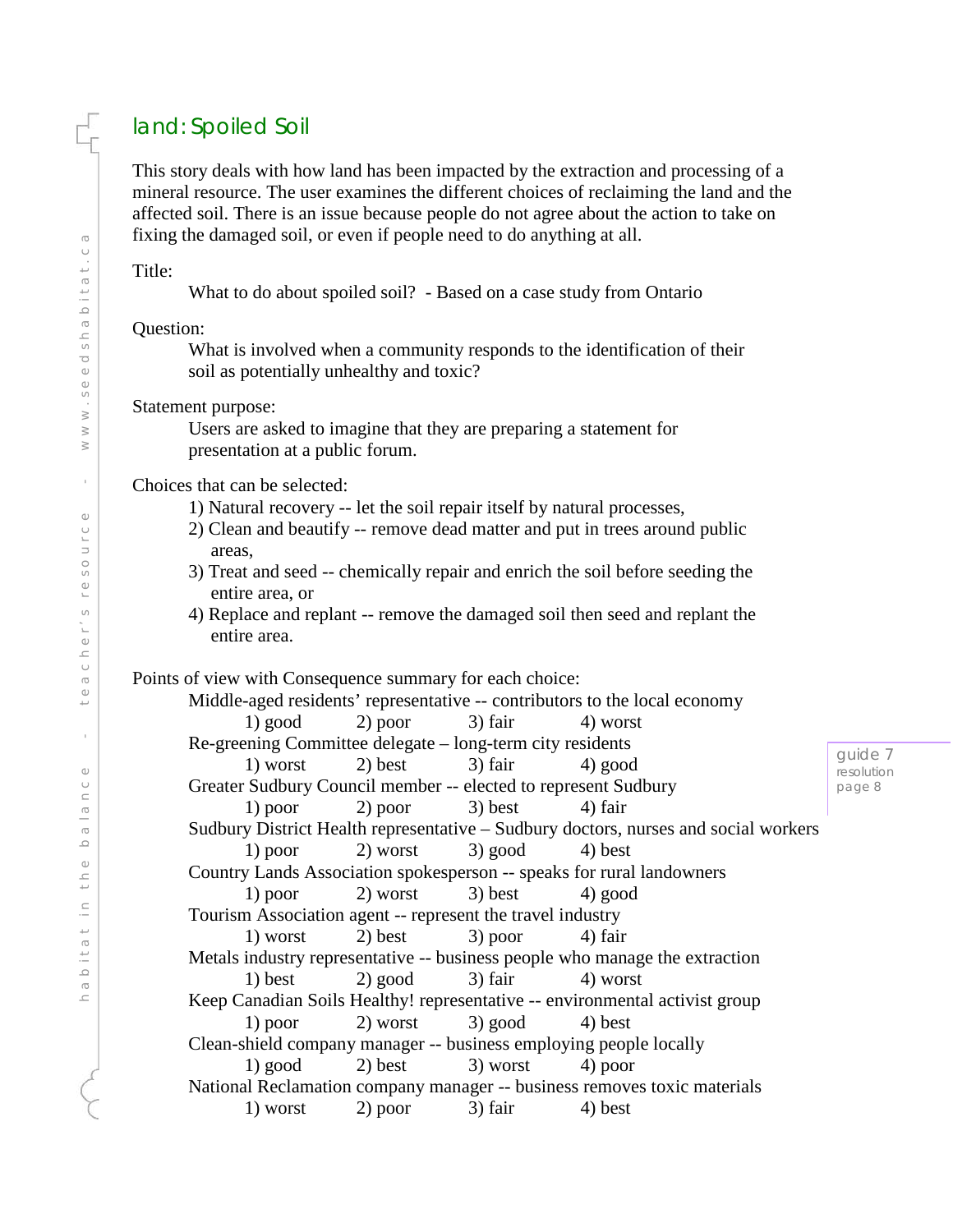## land: Spoiled Soil

This story deals with how land has been impacted by the extraction and processing of a mineral resource. The user examines the different choices of reclaiming the land and the affected soil. There is an issue because people do not agree about the action to take on fixing the damaged soil, or even if people need to do anything at all.

Title:

What to do about spoiled soil? - Based on a case study from Ontario

Question:

What is involved when a community responds to the identification of their soil as potentially unhealthy and toxic?

Statement purpose:

Users are asked to imagine that they are preparing a statement for presentation at a public forum.

Choices that can be selected:

1) Natural recovery -- let the soil repair itself by natural processes,
2) Clean and beautify -- remove dead matter and put in trees around public areas,
3) Treat and seed -- chemically repair and enrich the soil before seeding the entire area, or
4) Replace and replant -- remove the damaged soil then seed and replant the entire area.

Points of view with Consequence summary for each choice:

Middle-aged residents' representative -- contributors to the local economy
1) good 2) poor 3) fair 4) worst

Re-greening Committee delegate – long-term city residents
1) worst 2) best 3) fair 4) good

Greater Sudbury Council member -- elected to represent Sudbury
1) poor 2) poor 3) best 4) fair

Sudbury District Health representative – Sudbury doctors, nurses and social workers
1) poor 2) worst 3) good 4) best

Country Lands Association spokesperson -- speaks for rural landowners
1) poor 2) worst 3) best 4) good

Tourism Association agent -- represent the travel industry
1) worst 2) best 3) poor 4) fair

Metals industry representative -- business people who manage the extraction
1) best 2) good 3) fair 4) worst

Keep Canadian Soils Healthy! representative -- environmental activist group
1) poor 2) worst 3) good 4) best

Clean-shield company manager -- business employing people locally
1) good 2) best 3) worst 4) poor

National Reclamation company manager -- business removes toxic materials
1) worst 2) poor 3) fair 4) best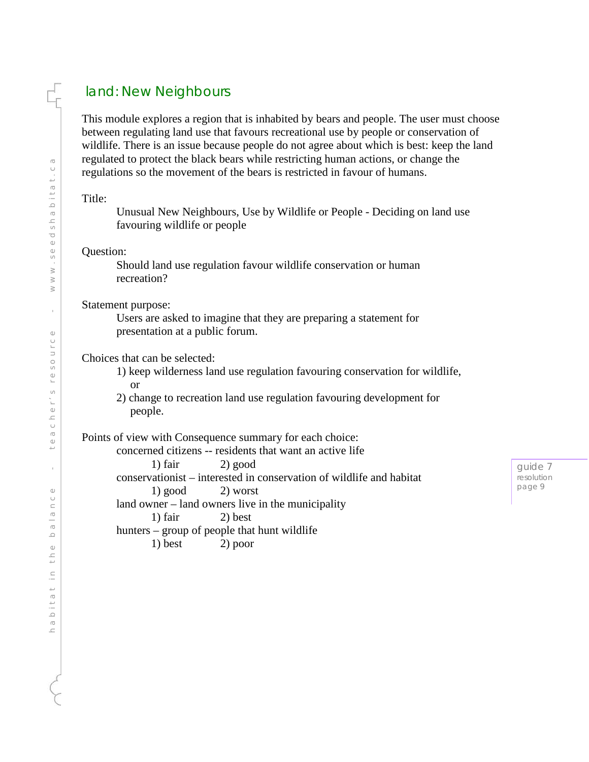## land: New Neighbours

This module explores a region that is inhabited by bears and people. The user must choose between regulating land use that favours recreational use by people or conservation of wildlife. There is an issue because people do not agree about which is best: keep the land regulated to protect the black bears while restricting human actions, or change the regulations so the movement of the bears is restricted in favour of humans.

Title:

Unusual New Neighbours, Use by Wildlife or People - Deciding on land use favouring wildlife or people

Question:

Should land use regulation favour wildlife conservation or human recreation?

Statement purpose:

Users are asked to imagine that they are preparing a statement for presentation at a public forum.

Choices that can be selected:

1) keep wilderness land use regulation favouring conservation for wildlife, or
2) change to recreation land use regulation favouring development for people.

Points of view with Consequence summary for each choice:

concerned citizens -- residents that want an active life
1) fair 2) good

conservationist – interested in conservation of wildlife and habitat
1) good 2) worst

land owner – land owners live in the municipality
1) fair 2) best

hunters – group of people that hunt wildlife
1) best 2) poor